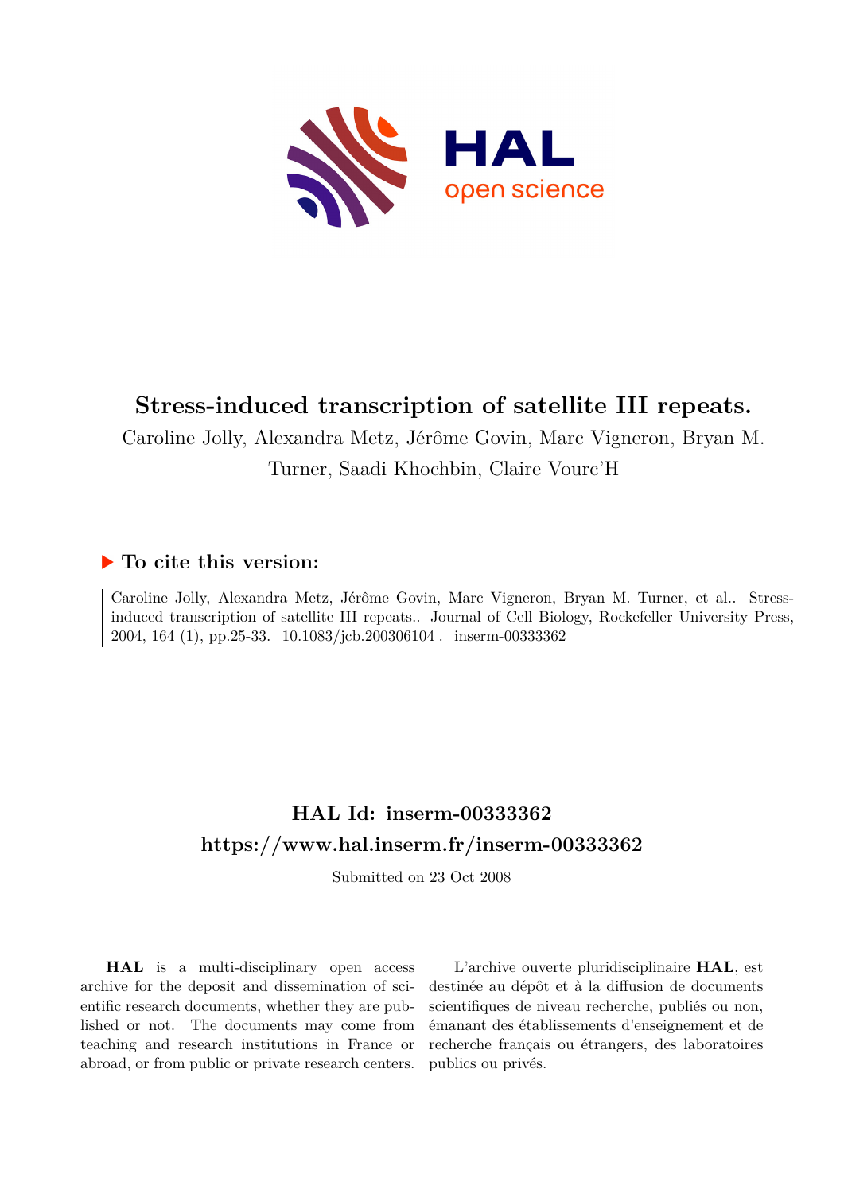# Stress-induced transcription of satellite III repeats.

Caroline Jolly, Alexandra Metz, Jérôme Govin, Marc Vigneron, Bryan M. Turner, Saadi Khochbin, Claire Vourc'H

## ▶ To cite this version:

Caroline Jolly, Alexandra Metz, Jérôme Govin, Marc Vigneron, Bryan M. Turner, et al.. Stress-induced transcription of satellite III repeats.. Journal of Cell Biology, Rockefeller University Press, 2004, 164 (1), pp.25-33. 10.1083/jcb.200306104 . inserm-00333362

## HAL Id: inserm-00333362
## https://www.hal.inserm.fr/inserm-00333362

Submitted on 23 Oct 2008

**HAL** is a multi-disciplinary open access archive for the deposit and dissemination of scientific research documents, whether they are published or not. The documents may come from teaching and research institutions in France or abroad, or from public or private research centers.

L'archive ouverte pluridisciplinaire **HAL**, est destinée au dépôt et à la diffusion de documents scientifiques de niveau recherche, publiés ou non, émanant des établissements d'enseignement et de recherche français ou étrangers, des laboratoires publics ou privés.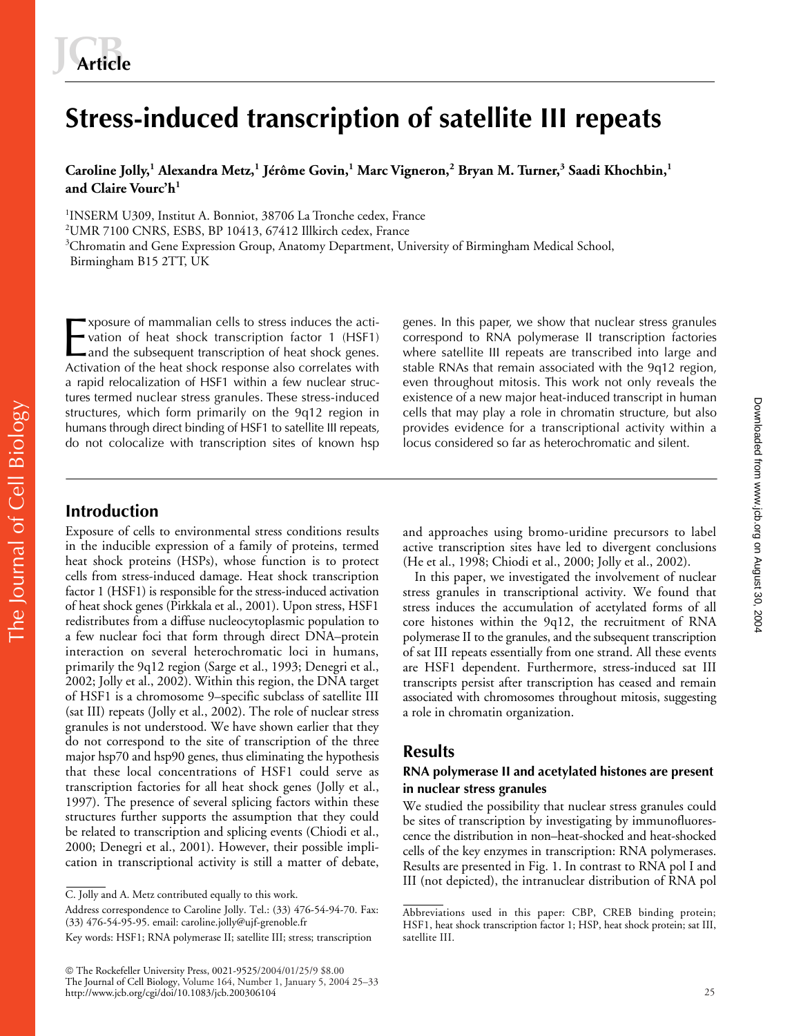# Stress-induced transcription of satellite III repeats

**Caroline Jolly,[1] Alexandra Metz,[1] Jérôme Govin,[1] Marc Vigneron,[2] Bryan M. Turner,[3] Saadi Khochbin,[1] and Claire Vourc'h[1]**

[1]INSERM U309, Institut A. Bonniot, 38706 La Tronche cedex, France
[2]UMR 7100 CNRS, ESBS, BP 10413, 67412 Illkirch cedex, France
[3]Chromatin and Gene Expression Group, Anatomy Department, University of Birmingham Medical School, Birmingham B15 2TT, UK

Exposure of mammalian cells to stress induces the activation of heat shock transcription factor 1 (HSF1) and the subsequent transcription of heat shock genes. Activation of the heat shock response also correlates with a rapid relocalization of HSF1 within a few nuclear structures termed nuclear stress granules. These stress-induced structures, which form primarily on the 9q12 region in humans through direct binding of HSF1 to satellite III repeats, do not colocalize with transcription sites of known hsp genes. In this paper, we show that nuclear stress granules correspond to RNA polymerase II transcription factories where satellite III repeats are transcribed into large and stable RNAs that remain associated with the 9q12 region, even throughout mitosis. This work not only reveals the existence of a new major heat-induced transcript in human cells that may play a role in chromatin structure, but also provides evidence for a transcriptional activity within a locus considered so far as heterochromatic and silent.

## Introduction

Exposure of cells to environmental stress conditions results in the inducible expression of a family of proteins, termed heat shock proteins (HSPs), whose function is to protect cells from stress-induced damage. Heat shock transcription factor 1 (HSF1) is responsible for the stress-induced activation of heat shock genes (Pirkkala et al., 2001). Upon stress, HSF1 redistributes from a diffuse nucleocytoplasmic population to a few nuclear foci that form through direct DNA–protein interaction on several heterochromatic loci in humans, primarily the 9q12 region (Sarge et al., 1993; Denegri et al., 2002; Jolly et al., 2002). Within this region, the DNA target of HSF1 is a chromosome 9–specific subclass of satellite III (sat III) repeats (Jolly et al., 2002). The role of nuclear stress granules is not understood. We have shown earlier that they do not correspond to the site of transcription of the three major hsp70 and hsp90 genes, thus eliminating the hypothesis that these local concentrations of HSF1 could serve as transcription factories for all heat shock genes (Jolly et al., 1997). The presence of several splicing factors within these structures further supports the assumption that they could be related to transcription and splicing events (Chiodi et al., 2000; Denegri et al., 2001). However, their possible implication in transcriptional activity is still a matter of debate, and approaches using bromo-uridine precursors to label active transcription sites have led to divergent conclusions (He et al., 1998; Chiodi et al., 2000; Jolly et al., 2002).

In this paper, we investigated the involvement of nuclear stress granules in transcriptional activity. We found that stress induces the accumulation of acetylated forms of all core histones within the 9q12, the recruitment of RNA polymerase II to the granules, and the subsequent transcription of sat III repeats essentially from one strand. All these events are HSF1 dependent. Furthermore, stress-induced sat III transcripts persist after transcription has ceased and remain associated with chromosomes throughout mitosis, suggesting a role in chromatin organization.

## Results

### RNA polymerase II and acetylated histones are present in nuclear stress granules

We studied the possibility that nuclear stress granules could be sites of transcription by investigating by immunofluorescence the distribution in non–heat-shocked and heat-shocked cells of the key enzymes in transcription: RNA polymerases. Results are presented in Fig. 1. In contrast to RNA pol I and III (not depicted), the intranuclear distribution of RNA pol

C. Jolly and A. Metz contributed equally to this work.

Address correspondence to Caroline Jolly. Tel.: (33) 476-54-94-70. Fax: (33) 476-54-95-95. email: caroline.jolly@ujf-grenoble.fr

Key words: HSF1; RNA polymerase II; satellite III; stress; transcription

Abbreviations used in this paper: CBP, CREB binding protein; HSF1, heat shock transcription factor 1; HSP, heat shock protein; sat III, satellite III.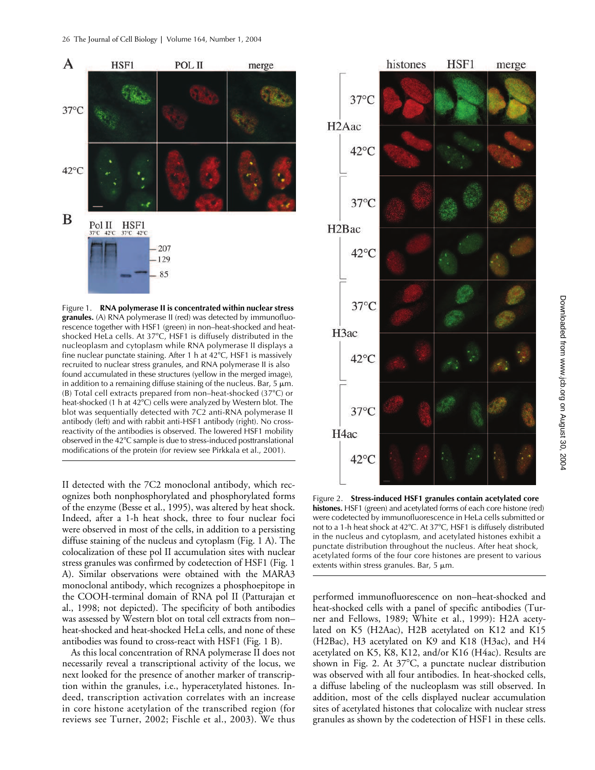Figure 1. **RNA polymerase II is concentrated within nuclear stress granules.** (A) RNA polymerase II (red) was detected by immunofluorescence together with HSF1 (green) in non–heat-shocked and heat-shocked HeLa cells. At 37°C, HSF1 is diffusely distributed in the nucleoplasm and cytoplasm while RNA polymerase II displays a fine nuclear punctate staining. After 1 h at 42°C, HSF1 is massively recruited to nuclear stress granules, and RNA polymerase II is also found accumulated in these structures (yellow in the merged image), in addition to a remaining diffuse staining of the nucleus. Bar, 5 μm. (B) Total cell extracts prepared from non–heat-shocked (37°C) or heat-shocked (1 h at 42°C) cells were analyzed by Western blot. The blot was sequentially detected with 7C2 anti-RNA polymerase II antibody (left) and with rabbit anti-HSF1 antibody (right). No cross-reactivity of the antibodies is observed. The lowered HSF1 mobility observed in the 42°C sample is due to stress-induced posttranslational modifications of the protein (for review see Pirkkala et al., 2001).

Figure 2. **Stress-induced HSF1 granules contain acetylated core histones.** HSF1 (green) and acetylated forms of each core histone (red) were codetected by immunofluorescence in HeLa cells submitted or not to a 1-h heat shock at 42°C. At 37°C, HSF1 is diffusely distributed in the nucleus and cytoplasm, and acetylated histones exhibit a punctate distribution throughout the nucleus. After heat shock, acetylated forms of the four core histones are present to various extents within stress granules. Bar, 5 μm.

II detected with the 7C2 monoclonal antibody, which recognizes both nonphosphorylated and phosphorylated forms of the enzyme (Besse et al., 1995), was altered by heat shock. Indeed, after a 1-h heat shock, three to four nuclear foci were observed in most of the cells, in addition to a persisting diffuse staining of the nucleus and cytoplasm (Fig. 1 A). The colocalization of these pol II accumulation sites with nuclear stress granules was confirmed by codetection of HSF1 (Fig. 1 A). Similar observations were obtained with the MARA3 monoclonal antibody, which recognizes a phosphoepitope in the COOH-terminal domain of RNA pol II (Patturajan et al., 1998; not depicted). The specificity of both antibodies was assessed by Western blot on total cell extracts from non–heat-shocked and heat-shocked HeLa cells, and none of these antibodies was found to cross-react with HSF1 (Fig. 1 B).

As this local concentration of RNA polymerase II does not necessarily reveal a transcriptional activity of the locus, we next looked for the presence of another marker of transcription within the granules, i.e., hyperacetylated histones. Indeed, transcription activation correlates with an increase in core histone acetylation of the transcribed region (for reviews see Turner, 2002; Fischle et al., 2003). We thus performed immunofluorescence on non–heat-shocked and heat-shocked cells with a panel of specific antibodies (Turner and Fellows, 1989; White et al., 1999): H2A acetylated on K5 (H2Aac), H2B acetylated on K12 and K15 (H2Bac), H3 acetylated on K9 and K18 (H3ac), and H4 acetylated on K5, K8, K12, and/or K16 (H4ac). Results are shown in Fig. 2. At 37°C, a punctate nuclear distribution was observed with all four antibodies. In heat-shocked cells, a diffuse labeling of the nucleoplasm was still observed. In addition, most of the cells displayed nuclear accumulation sites of acetylated histones that colocalize with nuclear stress granules as shown by the codetection of HSF1 in these cells.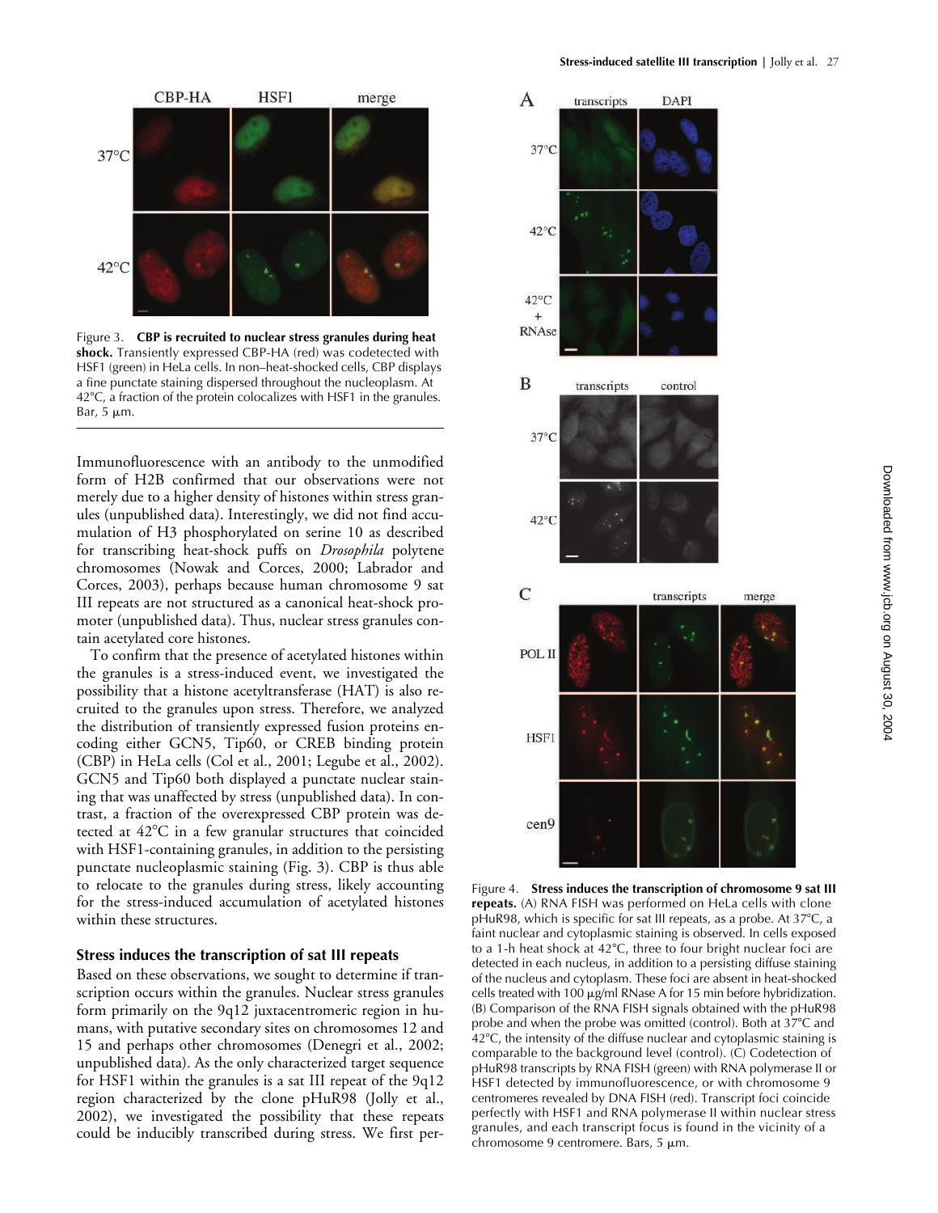Figure 3. **CBP is recruited to nuclear stress granules during heat shock.** Transiently expressed CBP-HA (red) was codetected with HSF1 (green) in HeLa cells. In non–heat-shocked cells, CBP displays a fine punctate staining dispersed throughout the nucleoplasm. At 42°C, a fraction of the protein colocalizes with HSF1 in the granules. Bar, 5 μm.

Immunofluorescence with an antibody to the unmodified form of H2B confirmed that our observations were not merely due to a higher density of histones within stress granules (unpublished data). Interestingly, we did not find accumulation of H3 phosphorylated on serine 10 as described for transcribing heat-shock puffs on *Drosophila* polytene chromosomes (Nowak and Corces, 2000; Labrador and Corces, 2003), perhaps because human chromosome 9 sat III repeats are not structured as a canonical heat-shock promoter (unpublished data). Thus, nuclear stress granules contain acetylated core histones.

To confirm that the presence of acetylated histones within the granules is a stress-induced event, we investigated the possibility that a histone acetyltransferase (HAT) is also recruited to the granules upon stress. Therefore, we analyzed the distribution of transiently expressed fusion proteins encoding either GCN5, Tip60, or CREB binding protein (CBP) in HeLa cells (Col et al., 2001; Legube et al., 2002). GCN5 and Tip60 both displayed a punctate nuclear staining that was unaffected by stress (unpublished data). In contrast, a fraction of the overexpressed CBP protein was detected at 42°C in a few granular structures that coincided with HSF1-containing granules, in addition to the persisting punctate nucleoplasmic staining (Fig. 3). CBP is thus able to relocate to the granules during stress, likely accounting for the stress-induced accumulation of acetylated histones within these structures.

### Stress induces the transcription of sat III repeats

Based on these observations, we sought to determine if transcription occurs within the granules. Nuclear stress granules form primarily on the 9q12 juxtacentromeric region in humans, with putative secondary sites on chromosomes 12 and 15 and perhaps other chromosomes (Denegri et al., 2002; unpublished data). As the only characterized target sequence for HSF1 within the granules is a sat III repeat of the 9q12 region characterized by the clone pHuR98 (Jolly et al., 2002), we investigated the possibility that these repeats could be inducibly transcribed during stress. We first per-

Figure 4. **Stress induces the transcription of chromosome 9 sat III repeats.** (A) RNA FISH was performed on HeLa cells with clone pHuR98, which is specific for sat III repeats, as a probe. At 37°C, a faint nuclear and cytoplasmic staining is observed. In cells exposed to a 1-h heat shock at 42°C, three to four bright nuclear foci are detected in each nucleus, in addition to a persisting diffuse staining of the nucleus and cytoplasm. These foci are absent in heat-shocked cells treated with 100 μg/ml RNase A for 15 min before hybridization. (B) Comparison of the RNA FISH signals obtained with the pHuR98 probe and when the probe was omitted (control). Both at 37°C and 42°C, the intensity of the diffuse nuclear and cytoplasmic staining is comparable to the background level (control). (C) Codetection of pHuR98 transcripts by RNA FISH (green) with RNA polymerase II or HSF1 detected by immunofluorescence, or with chromosome 9 centromeres revealed by DNA FISH (red). Transcript foci coincide perfectly with HSF1 and RNA polymerase II within nuclear stress granules, and each transcript focus is found in the vicinity of a chromosome 9 centromere. Bars, 5 μm.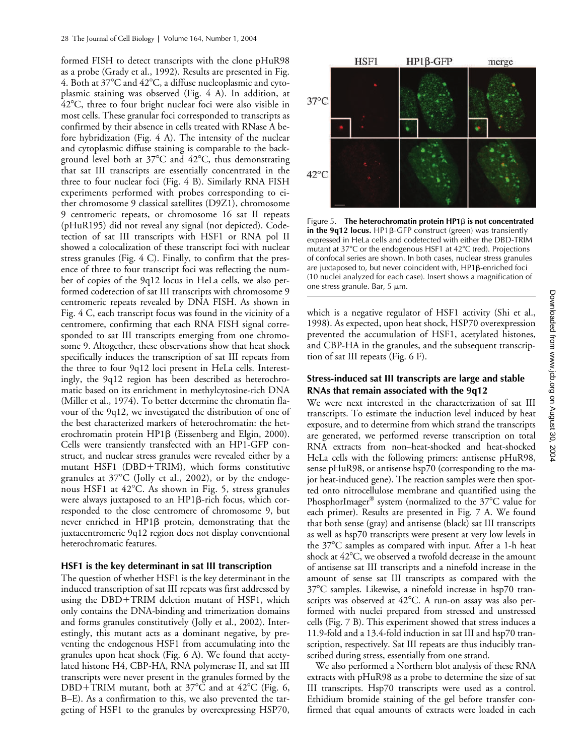formed FISH to detect transcripts with the clone pHuR98 as a probe (Grady et al., 1992). Results are presented in Fig. 4. Both at 37°C and 42°C, a diffuse nucleoplasmic and cytoplasmic staining was observed (Fig. 4 A). In addition, at 42°C, three to four bright nuclear foci were also visible in most cells. These granular foci corresponded to transcripts as confirmed by their absence in cells treated with RNase A before hybridization (Fig. 4 A). The intensity of the nuclear and cytoplasmic diffuse staining is comparable to the background level both at 37°C and 42°C, thus demonstrating that sat III transcripts are essentially concentrated in the three to four nuclear foci (Fig. 4 B). Similarly RNA FISH experiments performed with probes corresponding to either chromosome 9 classical satellites (D9Z1), chromosome 9 centromeric repeats, or chromosome 16 sat II repeats (pHuR195) did not reveal any signal (not depicted). Codetection of sat III transcripts with HSF1 or RNA pol II showed a colocalization of these transcript foci with nuclear stress granules (Fig. 4 C). Finally, to confirm that the presence of three to four transcript foci was reflecting the number of copies of the 9q12 locus in HeLa cells, we also performed codetection of sat III transcripts with chromosome 9 centromeric repeats revealed by DNA FISH. As shown in Fig. 4 C, each transcript focus was found in the vicinity of a centromere, confirming that each RNA FISH signal corresponded to sat III transcripts emerging from one chromosome 9. Altogether, these observations show that heat shock specifically induces the transcription of sat III repeats from the three to four 9q12 loci present in HeLa cells. Interestingly, the 9q12 region has been described as heterochromatic based on its enrichment in methylcytosine-rich DNA (Miller et al., 1974). To better determine the chromatin flavour of the 9q12, we investigated the distribution of one of the best characterized markers of heterochromatin: the heterochromatin protein HP1β (Eissenberg and Elgin, 2000). Cells were transiently transfected with an HP1-GFP construct, and nuclear stress granules were revealed either by a mutant HSF1 (DBD+TRIM), which forms constitutive granules at 37°C (Jolly et al., 2002), or by the endogenous HSF1 at 42°C. As shown in Fig. 5, stress granules were always juxtaposed to an HP1β-rich focus, which corresponded to the close centromere of chromosome 9, but never enriched in HP1β protein, demonstrating that the juxtacentromeric 9q12 region does not display conventional heterochromatic features.

### HSF1 is the key determinant in sat III transcription

The question of whether HSF1 is the key determinant in the induced transcription of sat III repeats was first addressed by using the DBD+TRIM deletion mutant of HSF1, which only contains the DNA-binding and trimerization domains and forms granules constitutively (Jolly et al., 2002). Interestingly, this mutant acts as a dominant negative, by preventing the endogenous HSF1 from accumulating into the granules upon heat shock (Fig. 6 A). We found that acetylated histone H4, CBP-HA, RNA polymerase II, and sat III transcripts were never present in the granules formed by the DBD+TRIM mutant, both at 37°C and at 42°C (Fig. 6, B–E). As a confirmation to this, we also prevented the targeting of HSF1 to the granules by overexpressing HSP70,

Figure 5. **The heterochromatin protein HP1β is not concentrated in the 9q12 locus.** HP1β-GFP construct (green) was transiently expressed in HeLa cells and codetected with either the DBD-TRIM mutant at 37°C or the endogenous HSF1 at 42°C (red). Projections of confocal series are shown. In both cases, nuclear stress granules are juxtaposed to, but never coincident with, HP1β-enriched foci (10 nuclei analyzed for each case). Insert shows a magnification of one stress granule. Bar, 5 μm.

which is a negative regulator of HSF1 activity (Shi et al., 1998). As expected, upon heat shock, HSP70 overexpression prevented the accumulation of HSF1, acetylated histones, and CBP-HA in the granules, and the subsequent transcription of sat III repeats (Fig. 6 F).

### Stress-induced sat III transcripts are large and stable RNAs that remain associated with the 9q12

We were next interested in the characterization of sat III transcripts. To estimate the induction level induced by heat exposure, and to determine from which strand the transcripts are generated, we performed reverse transcription on total RNA extracts from non–heat-shocked and heat-shocked HeLa cells with the following primers: antisense pHuR98, sense pHuR98, or antisense hsp70 (corresponding to the major heat-induced gene). The reaction samples were then spotted onto nitrocellulose membrane and quantified using the PhosphorImager® system (normalized to the 37°C value for each primer). Results are presented in Fig. 7 A. We found that both sense (gray) and antisense (black) sat III transcripts as well as hsp70 transcripts were present at very low levels in the 37°C samples as compared with input. After a 1-h heat shock at 42°C, we observed a twofold decrease in the amount of antisense sat III transcripts and a ninefold increase in the amount of sense sat III transcripts as compared with the 37°C samples. Likewise, a ninefold increase in hsp70 transcripts was observed at 42°C. A run-on assay was also performed with nuclei prepared from stressed and unstressed cells (Fig. 7 B). This experiment showed that stress induces a 11.9-fold and a 13.4-fold induction in sat III and hsp70 transcription, respectively. Sat III repeats are thus inducibly transcribed during stress, essentially from one strand.

We also performed a Northern blot analysis of these RNA extracts with pHuR98 as a probe to determine the size of sat III transcripts. Hsp70 transcripts were used as a control. Ethidium bromide staining of the gel before transfer confirmed that equal amounts of extracts were loaded in each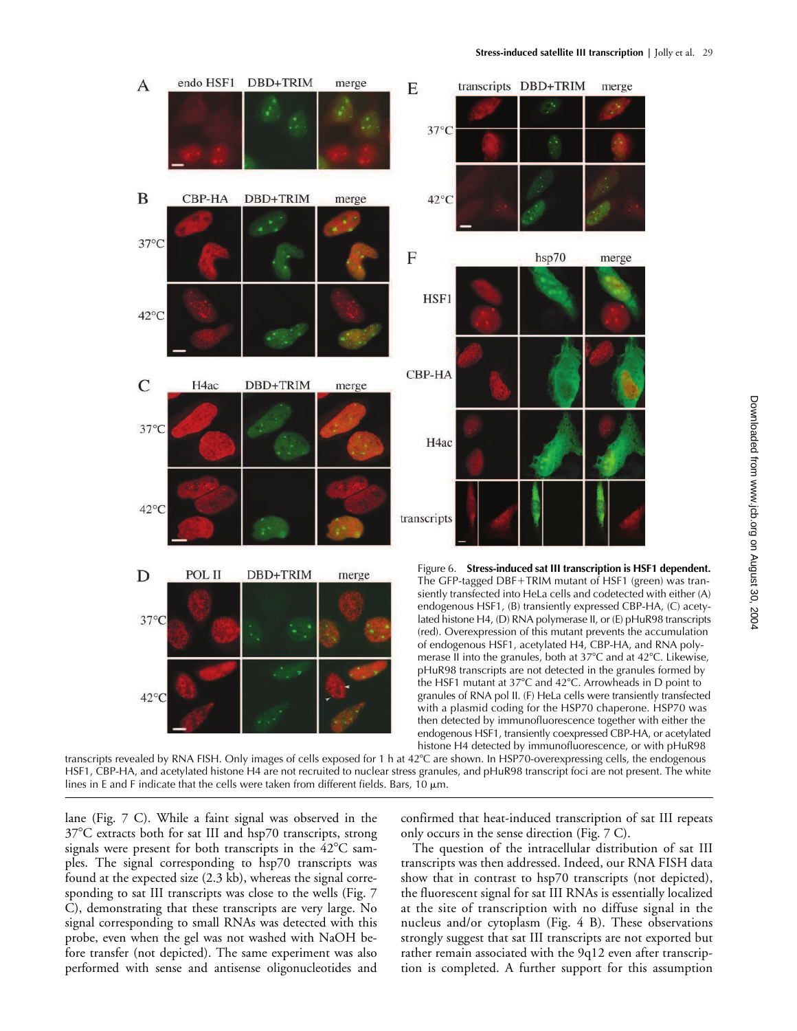Figure 6. **Stress-induced sat III transcription is HSF1 dependent.** The GFP-tagged DBF+TRIM mutant of HSF1 (green) was transiently transfected into HeLa cells and codetected with either (A) endogenous HSF1, (B) transiently expressed CBP-HA, (C) acetylated histone H4, (D) RNA polymerase II, or (E) pHuR98 transcripts (red). Overexpression of this mutant prevents the accumulation of endogenous HSF1, acetylated H4, CBP-HA, and RNA polymerase II into the granules, both at 37°C and at 42°C. Likewise, pHuR98 transcripts are not detected in the granules formed by the HSF1 mutant at 37°C and 42°C. Arrowheads in D point to granules of RNA pol II. (F) HeLa cells were transiently transfected with a plasmid coding for the HSP70 chaperone. HSP70 was then detected by immunofluorescence together with either the endogenous HSF1, transiently coexpressed CBP-HA, or acetylated histone H4 detected by immunofluorescence, or with pHuR98 transcripts revealed by RNA FISH. Only images of cells exposed for 1 h at 42°C are shown. In HSP70-overexpressing cells, the endogenous HSF1, CBP-HA, and acetylated histone H4 are not recruited to nuclear stress granules, and pHuR98 transcript foci are not present. The white lines in E and F indicate that the cells were taken from different fields. Bars, 10 μm.

lane (Fig. 7 C). While a faint signal was observed in the 37°C extracts both for sat III and hsp70 transcripts, strong signals were present for both transcripts in the 42°C samples. The signal corresponding to hsp70 transcripts was found at the expected size (2.3 kb), whereas the signal corresponding to sat III transcripts was close to the wells (Fig. 7 C), demonstrating that these transcripts are very large. No signal corresponding to small RNAs was detected with this probe, even when the gel was not washed with NaOH before transfer (not depicted). The same experiment was also performed with sense and antisense oligonucleotides and confirmed that heat-induced transcription of sat III repeats only occurs in the sense direction (Fig. 7 C).

The question of the intracellular distribution of sat III transcripts was then addressed. Indeed, our RNA FISH data show that in contrast to hsp70 transcripts (not depicted), the fluorescent signal for sat III RNAs is essentially localized at the site of transcription with no diffuse signal in the nucleus and/or cytoplasm (Fig. 4 B). These observations strongly suggest that sat III transcripts are not exported but rather remain associated with the 9q12 even after transcription is completed. A further support for this assumption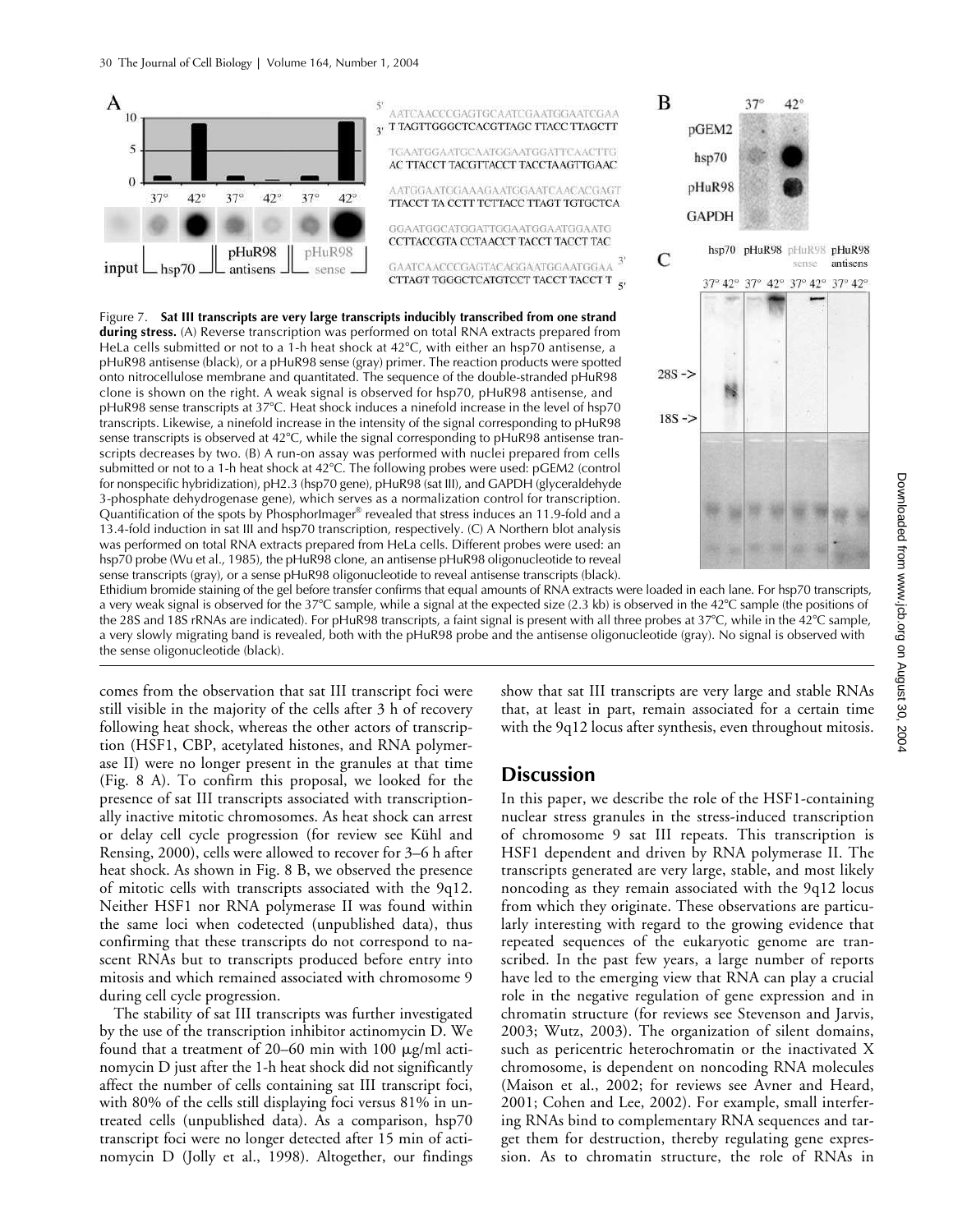Figure 7. **Sat III transcripts are very large transcripts inducibly transcribed from one strand during stress.** (A) Reverse transcription was performed on total RNA extracts prepared from HeLa cells submitted or not to a 1-h heat shock at 42°C, with either an hsp70 antisense, a pHuR98 antisense (black), or a pHuR98 sense (gray) primer. The reaction products were spotted onto nitrocellulose membrane and quantitated. The sequence of the double-stranded pHuR98 clone is shown on the right. A weak signal is observed for hsp70, pHuR98 antisense, and pHuR98 sense transcripts at 37°C. Heat shock induces a ninefold increase in the level of hsp70 transcripts. Likewise, a ninefold increase in the intensity of the signal corresponding to pHuR98 sense transcripts is observed at 42°C, while the signal corresponding to pHuR98 antisense transcripts decreases by two. (B) A run-on assay was performed with nuclei prepared from cells submitted or not to a 1-h heat shock at 42°C. The following probes were used: pGEM2 (control for nonspecific hybridization), pH2.3 (hsp70 gene), pHuR98 (sat III), and GAPDH (glyceraldehyde 3-phosphate dehydrogenase gene), which serves as a normalization control for transcription. Quantification of the spots by PhosphorImager® revealed that stress induces an 11.9-fold and a 13.4-fold induction in sat III and hsp70 transcription, respectively. (C) A Northern blot analysis was performed on total RNA extracts prepared from HeLa cells. Different probes were used: an hsp70 probe (Wu et al., 1985), the pHuR98 clone, an antisense pHuR98 oligonucleotide to reveal sense transcripts (gray), or a sense pHuR98 oligonucleotide to reveal antisense transcripts (black). Ethidium bromide staining of the gel before transfer confirms that equal amounts of RNA extracts were loaded in each lane. For hsp70 transcripts, a very weak signal is observed for the 37°C sample, while a signal at the expected size (2.3 kb) is observed in the 42°C sample (the positions of the 28S and 18S rRNAs are indicated). For pHuR98 transcripts, a faint signal is present with all three probes at 37°C, while in the 42°C sample, a very slowly migrating band is revealed, both with the pHuR98 probe and the antisense oligonucleotide (gray). No signal is observed with the sense oligonucleotide (black).

comes from the observation that sat III transcript foci were still visible in the majority of the cells after 3 h of recovery following heat shock, whereas the other actors of transcription (HSF1, CBP, acetylated histones, and RNA polymerase II) were no longer present in the granules at that time (Fig. 8 A). To confirm this proposal, we looked for the presence of sat III transcripts associated with transcriptionally inactive mitotic chromosomes. As heat shock can arrest or delay cell cycle progression (for review see Kühl and Rensing, 2000), cells were allowed to recover for 3–6 h after heat shock. As shown in Fig. 8 B, we observed the presence of mitotic cells with transcripts associated with the 9q12. Neither HSF1 nor RNA polymerase II was found within the same loci when codetected (unpublished data), thus confirming that these transcripts do not correspond to nascent RNAs but to transcripts produced before entry into mitosis and which remained associated with chromosome 9 during cell cycle progression.

The stability of sat III transcripts was further investigated by the use of the transcription inhibitor actinomycin D. We found that a treatment of 20–60 min with 100 μg/ml actinomycin D just after the 1-h heat shock did not significantly affect the number of cells containing sat III transcript foci, with 80% of the cells still displaying foci versus 81% in untreated cells (unpublished data). As a comparison, hsp70 transcript foci were no longer detected after 15 min of actinomycin D (Jolly et al., 1998). Altogether, our findings show that sat III transcripts are very large and stable RNAs that, at least in part, remain associated for a certain time with the 9q12 locus after synthesis, even throughout mitosis.

## Discussion

In this paper, we describe the role of the HSF1-containing nuclear stress granules in the stress-induced transcription of chromosome 9 sat III repeats. This transcription is HSF1 dependent and driven by RNA polymerase II. The transcripts generated are very large, stable, and most likely noncoding as they remain associated with the 9q12 locus from which they originate. These observations are particularly interesting with regard to the growing evidence that repeated sequences of the eukaryotic genome are transcribed. In the past few years, a large number of reports have led to the emerging view that RNA can play a crucial role in the negative regulation of gene expression and in chromatin structure (for reviews see Stevenson and Jarvis, 2003; Wutz, 2003). The organization of silent domains, such as pericentric heterochromatin or the inactivated X chromosome, is dependent on noncoding RNA molecules (Maison et al., 2002; for reviews see Avner and Heard, 2001; Cohen and Lee, 2002). For example, small interfering RNAs bind to complementary RNA sequences and target them for destruction, thereby regulating gene expression. As to chromatin structure, the role of RNAs in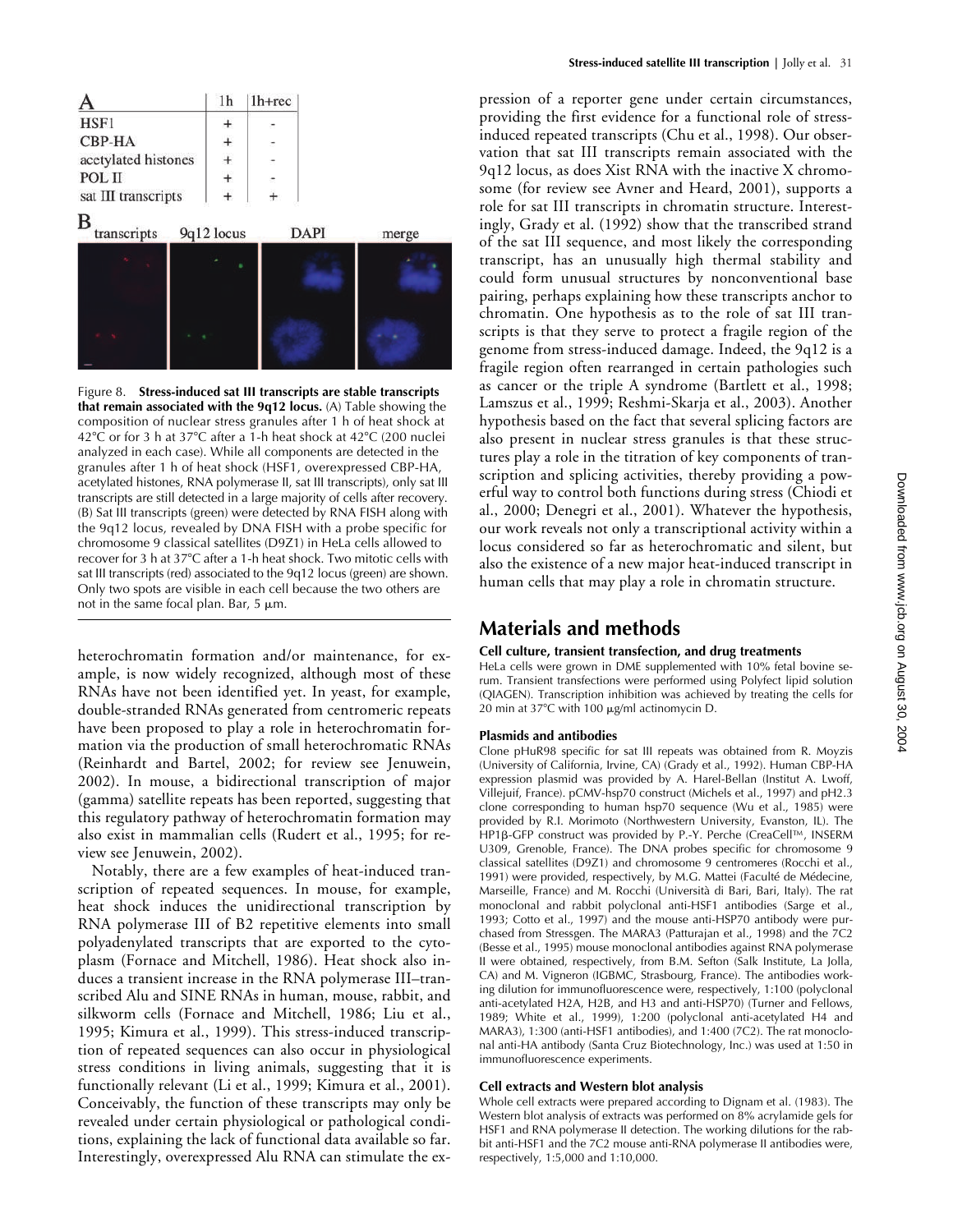| A | 1h | 1h+rec |
| --- | --- | --- |
| HSF1 | + | - |
| CBP-HA | + | - |
| acetylated histones | + | - |
| POL II | + | - |
| sat III transcripts | + | + |

B transcripts 9q12 locus DAPI merge

Figure 8. **Stress-induced sat III transcripts are stable transcripts that remain associated with the 9q12 locus.** (A) Table showing the composition of nuclear stress granules after 1 h of heat shock at 42°C or for 3 h at 37°C after a 1-h heat shock at 42°C (200 nuclei analyzed in each case). While all components are detected in the granules after 1 h of heat shock (HSF1, overexpressed CBP-HA, acetylated histones, RNA polymerase II, sat III transcripts), only sat III transcripts are still detected in a large majority of cells after recovery. (B) Sat III transcripts (green) were detected by RNA FISH along with the 9q12 locus, revealed by DNA FISH with a probe specific for chromosome 9 classical satellites (D9Z1) in HeLa cells allowed to recover for 3 h at 37°C after a 1-h heat shock. Two mitotic cells with sat III transcripts (red) associated to the 9q12 locus (green) are shown. Only two spots are visible in each cell because the two others are not in the same focal plan. Bar, 5 µm.

heterochromatin formation and/or maintenance, for example, is now widely recognized, although most of these RNAs have not been identified yet. In yeast, for example, double-stranded RNAs generated from centromeric repeats have been proposed to play a role in heterochromatin formation via the production of small heterochromatic RNAs (Reinhardt and Bartel, 2002; for review see Jenuwein, 2002). In mouse, a bidirectional transcription of major (gamma) satellite repeats has been reported, suggesting that this regulatory pathway of heterochromatin formation may also exist in mammalian cells (Rudert et al., 1995; for review see Jenuwein, 2002).

Notably, there are a few examples of heat-induced transcription of repeated sequences. In mouse, for example, heat shock induces the unidirectional transcription by RNA polymerase III of B2 repetitive elements into small polyadenylated transcripts that are exported to the cytoplasm (Fornace and Mitchell, 1986). Heat shock also induces a transient increase in the RNA polymerase III–transcribed Alu and SINE RNAs in human, mouse, rabbit, and silkworm cells (Fornace and Mitchell, 1986; Liu et al., 1995; Kimura et al., 1999). This stress-induced transcription of repeated sequences can also occur in physiological stress conditions in living animals, suggesting that it is functionally relevant (Li et al., 1999; Kimura et al., 2001). Conceivably, the function of these transcripts may only be revealed under certain physiological or pathological conditions, explaining the lack of functional data available so far. Interestingly, overexpressed Alu RNA can stimulate the expression of a reporter gene under certain circumstances, providing the first evidence for a functional role of stress-induced repeated transcripts (Chu et al., 1998). Our observation that sat III transcripts remain associated with the 9q12 locus, as does Xist RNA with the inactive X chromosome (for review see Avner and Heard, 2001), supports a role for sat III transcripts in chromatin structure. Interestingly, Grady et al. (1992) show that the transcribed strand of the sat III sequence, and most likely the corresponding transcript, has an unusually high thermal stability and could form unusual structures by nonconventional base pairing, perhaps explaining how these transcripts anchor to chromatin. One hypothesis as to the role of sat III transcripts is that they serve to protect a fragile region of the genome from stress-induced damage. Indeed, the 9q12 is a fragile region often rearranged in certain pathologies such as cancer or the triple A syndrome (Bartlett et al., 1998; Lamszus et al., 1999; Reshmi-Skarja et al., 2003). Another hypothesis based on the fact that several splicing factors are also present in nuclear stress granules is that these structures play a role in the titration of key components of transcription and splicing activities, thereby providing a powerful way to control both functions during stress (Chiodi et al., 2000; Denegri et al., 2001). Whatever the hypothesis, our work reveals not only a transcriptional activity within a locus considered so far as heterochromatic and silent, but also the existence of a new major heat-induced transcript in human cells that may play a role in chromatin structure.

## Materials and methods

### Cell culture, transient transfection, and drug treatments

HeLa cells were grown in DME supplemented with 10% fetal bovine serum. Transient transfections were performed using Polyfect lipid solution (QIAGEN). Transcription inhibition was achieved by treating the cells for 20 min at 37°C with 100 µg/ml actinomycin D.

### Plasmids and antibodies

Clone pHuR98 specific for sat III repeats was obtained from R. Moyzis (University of California, Irvine, CA) (Grady et al., 1992). Human CBP-HA expression plasmid was provided by A. Harel-Bellan (Institut A. Lwoff, Villejuif, France). pCMV-hsp70 construct (Michels et al., 1997) and pH2.3 clone corresponding to human hsp70 sequence (Wu et al., 1985) were provided by R.I. Morimoto (Northwestern University, Evanston, IL). The HP1β-GFP construct was provided by P.-Y. Perche (CreaCell™, INSERM U309, Grenoble, France). The DNA probes specific for chromosome 9 classical satellites (D9Z1) and chromosome 9 centromeres (Rocchi et al., 1991) were provided, respectively, by M.G. Mattei (Faculté de Médecine, Marseille, France) and M. Rocchi (Università di Bari, Bari, Italy). The rat monoclonal and rabbit polyclonal anti-HSF1 antibodies (Sarge et al., 1993; Cotto et al., 1997) and the mouse anti-HSP70 antibody were purchased from Stressgen. The MARA3 (Patturajan et al., 1998) and the 7C2 (Besse et al., 1995) mouse monoclonal antibodies against RNA polymerase II were obtained, respectively, from B.M. Sefton (Salk Institute, La Jolla, CA) and M. Vigneron (IGBMC, Strasbourg, France). The antibodies working dilution for immunofluorescence were, respectively, 1:100 (polyclonal anti-acetylated H2A, H2B, and H3 and anti-HSP70) (Turner and Fellows, 1989; White et al., 1999), 1:200 (polyclonal anti-acetylated H4 and MARA3), 1:300 (anti-HSF1 antibodies), and 1:400 (7C2). The rat monoclonal anti-HA antibody (Santa Cruz Biotechnology, Inc.) was used at 1:50 in immunofluorescence experiments.

### Cell extracts and Western blot analysis

Whole cell extracts were prepared according to Dignam et al. (1983). The Western blot analysis of extracts was performed on 8% acrylamide gels for HSF1 and RNA polymerase II detection. The working dilutions for the rabbit anti-HSF1 and the 7C2 mouse anti-RNA polymerase II antibodies were, respectively, 1:5,000 and 1:10,000.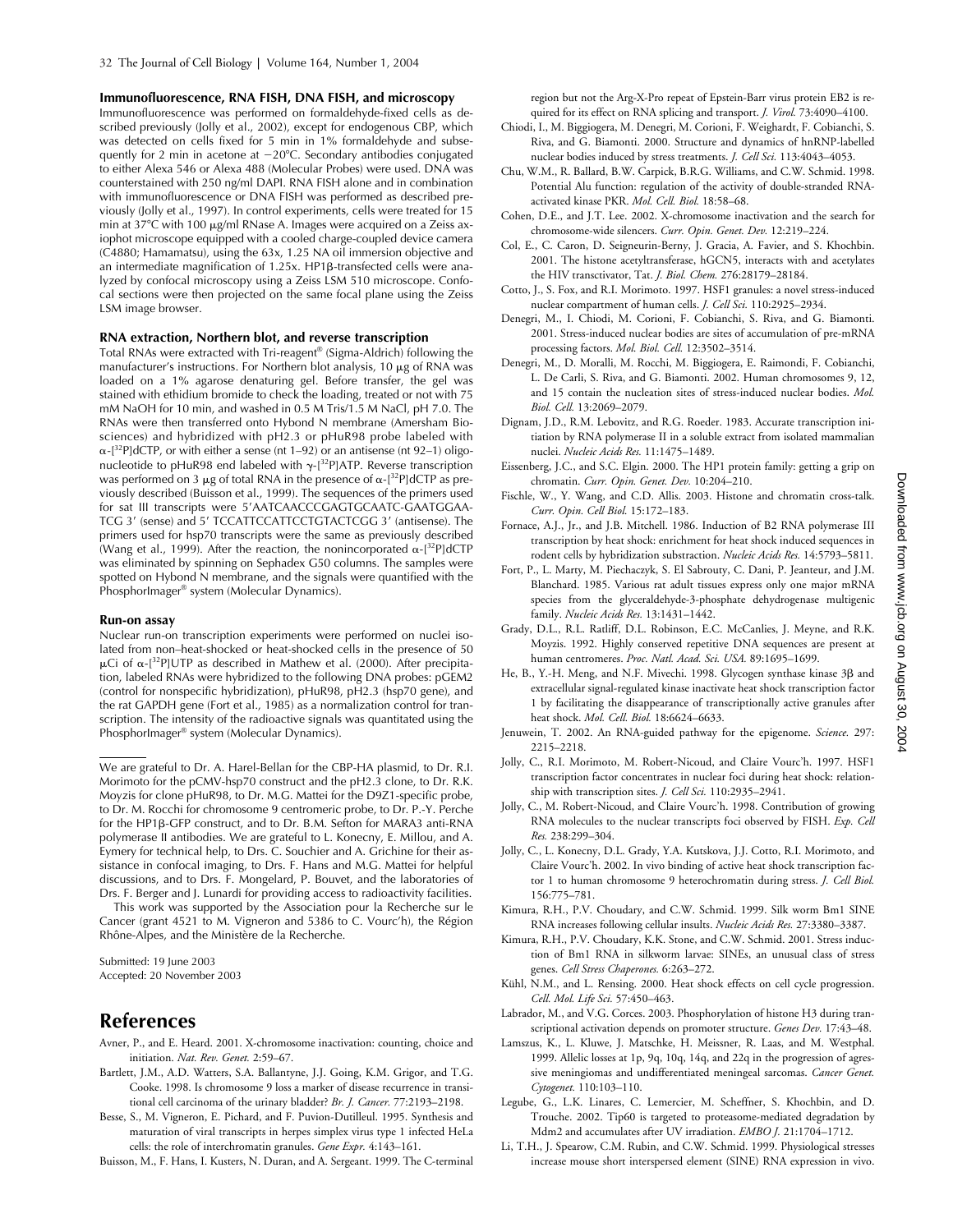### Immunofluorescence, RNA FISH, DNA FISH, and microscopy

Immunofluorescence was performed on formaldehyde-fixed cells as described previously (Jolly et al., 2002), except for endogenous CBP, which was detected on cells fixed for 5 min in 1% formaldehyde and subsequently for 2 min in acetone at −20°C. Secondary antibodies conjugated to either Alexa 546 or Alexa 488 (Molecular Probes) were used. DNA was counterstained with 250 ng/ml DAPI. RNA FISH alone and in combination with immunofluorescence or DNA FISH was performed as described previously (Jolly et al., 1997). In control experiments, cells were treated for 15 min at 37°C with 100 μg/ml RNase A. Images were acquired on a Zeiss axiophot microscope equipped with a cooled charge-coupled device camera (C4880; Hamamatsu), using the 63x, 1.25 NA oil immersion objective and an intermediate magnification of 1.25x. HP1β-transfected cells were analyzed by confocal microscopy using a Zeiss LSM 510 microscope. Confocal sections were then projected on the same focal plane using the Zeiss LSM image browser.

### RNA extraction, Northern blot, and reverse transcription

Total RNAs were extracted with Tri-reagent® (Sigma-Aldrich) following the manufacturer's instructions. For Northern blot analysis, 10 μg of RNA was loaded on a 1% agarose denaturing gel. Before transfer, the gel was stained with ethidium bromide to check the loading, treated or not with 75 mM NaOH for 10 min, and washed in 0.5 M Tris/1.5 M NaCl, pH 7.0. The RNAs were then transferred onto Hybond N membrane (Amersham Biosciences) and hybridized with pH2.3 or pHuR98 probe labeled with α-[$^{32}$P]dCTP, or with either a sense (nt 1–92) or an antisense (nt 92–1) oligonucleotide to pHuR98 end labeled with γ-[$^{32}$P]ATP. Reverse transcription was performed on 3 μg of total RNA in the presence of α-[$^{32}$P]dCTP as previously described (Buisson et al., 1999). The sequences of the primers used for sat III transcripts were 5′AATCAACCCGAGTGCAATC-GAATGGAA-TCG 3′ (sense) and 5′ TCCATTCCATTCCTGTACTCGG 3′ (antisense). The primers used for hsp70 transcripts were the same as previously described (Wang et al., 1999). After the reaction, the nonincorporated α-[$^{32}$P]dCTP was eliminated by spinning on Sephadex G50 columns. The samples were spotted on Hybond N membrane, and the signals were quantified with the PhosphorImager® system (Molecular Dynamics).

### Run-on assay

Nuclear run-on transcription experiments were performed on nuclei isolated from non–heat-shocked or heat-shocked cells in the presence of 50 μCi of α-[$^{32}$P]UTP as described in Mathew et al. (2000). After precipitation, labeled RNAs were hybridized to the following DNA probes: pGEM2 (control for nonspecific hybridization), pHuR98, pH2.3 (hsp70 gene), and the rat GAPDH gene (Fort et al., 1985) as a normalization control for transcription. The intensity of the radioactive signals was quantitated using the PhosphorImager® system (Molecular Dynamics).

---

We are grateful to Dr. A. Harel-Bellan for the CBP-HA plasmid, to Dr. R.I. Morimoto for the pCMV-hsp70 construct and the pH2.3 clone, to Dr. R.K. Moyzis for clone pHuR98, to Dr. M.G. Mattei for the D9Z1-specific probe, to Dr. M. Rocchi for chromosome 9 centromeric probe, to Dr. P.-Y. Perche for the HP1β-GFP construct, and to Dr. B.M. Sefton for MARA3 anti-RNA polymerase II antibodies. We are grateful to L. Konecny, E. Millou, and A. Eymery for technical help, to Drs. C. Souchier and A. Grichine for their assistance in confocal imaging, to Drs. F. Hans and M.G. Mattei for helpful discussions, and to Drs. F. Mongelard, P. Bouvet, and the laboratories of Drs. F. Berger and J. Lunardi for providing access to radioactivity facilities.

This work was supported by the Association pour la Recherche sur le Cancer (grant 4521 to M. Vigneron and 5386 to C. Vourc'h), the Région Rhône-Alpes, and the Ministère de la Recherche.

Submitted: 19 June 2003
Accepted: 20 November 2003

## References

Avner, P., and E. Heard. 2001. X-chromosome inactivation: counting, choice and initiation. *Nat. Rev. Genet.* 2:59–67.

Bartlett, J.M., A.D. Watters, S.A. Ballantyne, J.J. Going, K.M. Grigor, and T.G. Cooke. 1998. Is chromosome 9 loss a marker of disease recurrence in transitional cell carcinoma of the urinary bladder? *Br. J. Cancer.* 77:2193–2198.

Besse, S., M. Vigneron, E. Pichard, and F. Puvion-Dutilleul. 1995. Synthesis and maturation of viral transcripts in herpes simplex virus type 1 infected HeLa cells: the role of interchromatin granules. *Gene Expr.* 4:143–161.

Buisson, M., F. Hans, I. Kusters, N. Duran, and A. Sergeant. 1999. The C-terminal region but not the Arg-X-Pro repeat of Epstein-Barr virus protein EB2 is required for its effect on RNA splicing and transport. *J. Virol.* 73:4090–4100.

Chiodi, I., M. Biggiogera, M. Denegri, M. Corioni, F. Weighardt, F. Cobianchi, S. Riva, and G. Biamonti. 2000. Structure and dynamics of hnRNP-labelled nuclear bodies induced by stress treatments. *J. Cell Sci.* 113:4043–4053.

Chu, W.M., R. Ballard, B.W. Carpick, B.R.G. Williams, and C.W. Schmid. 1998. Potential Alu function: regulation of the activity of double-stranded RNA-activated kinase PKR. *Mol. Cell. Biol.* 18:58–68.

Cohen, D.E., and J.T. Lee. 2002. X-chromosome inactivation and the search for chromosome-wide silencers. *Curr. Opin. Genet. Dev.* 12:219–224.

Col, E., C. Caron, D. Seigneurin-Berny, J. Gracia, A. Favier, and S. Khochbin. 2001. The histone acetyltransferase, hGCN5, interacts with and acetylates the HIV transactivator, Tat. *J. Biol. Chem.* 276:28179–28184.

Cotto, J., S. Fox, and R.I. Morimoto. 1997. HSF1 granules: a novel stress-induced nuclear compartment of human cells. *J. Cell Sci.* 110:2925–2934.

Denegri, M., I. Chiodi, M. Corioni, F. Cobianchi, S. Riva, and G. Biamonti. 2001. Stress-induced nuclear bodies are sites of accumulation of pre-mRNA processing factors. *Mol. Biol. Cell.* 12:3502–3514.

Denegri, M., D. Moralli, M. Rocchi, M. Biggiogera, E. Raimondi, F. Cobianchi, L. De Carli, S. Riva, and G. Biamonti. 2002. Human chromosomes 9, 12, and 15 contain the nucleation sites of stress-induced nuclear bodies. *Mol. Biol. Cell.* 13:2069–2079.

Dignam, J.D., R.M. Lebovitz, and R.G. Roeder. 1983. Accurate transcription initiation by RNA polymerase II in a soluble extract from isolated mammalian nuclei. *Nucleic Acids Res.* 11:1475–1489.

Eissenberg, J.C., and S.C. Elgin. 2000. The HP1 protein family: getting a grip on chromatin. *Curr. Opin. Genet. Dev.* 10:204–210.

Fischle, W., Y. Wang, and C.D. Allis. 2003. Histone and chromatin cross-talk. *Curr. Opin. Cell Biol.* 15:172–183.

Fornace, A.J., Jr., and J.B. Mitchell. 1986. Induction of B2 RNA polymerase III transcription by heat shock: enrichment for heat shock induced sequences in rodent cells by hybridization substraction. *Nucleic Acids Res.* 14:5793–5811.

Fort, P., L. Marty, M. Piechaczyk, S. El Sabrouty, C. Dani, P. Jeanteur, and J.M. Blanchard. 1985. Various rat adult tissues express only one major mRNA species from the glyceraldehyde-3-phosphate dehydrogenase multigenic family. *Nucleic Acids Res.* 13:1431–1442.

Grady, D.L., R.L. Ratliff, D.L. Robinson, E.C. McCanlies, J. Meyne, and R.K. Moyzis. 1992. Highly conserved repetitive DNA sequences are present at human centromeres. *Proc. Natl. Acad. Sci. USA.* 89:1695–1699.

He, B., Y.-H. Meng, and N.F. Mivechi. 1998. Glycogen synthase kinase 3β and extracellular signal-regulated kinase inactivate heat shock transcription factor 1 by facilitating the disappearance of transcriptionally active granules after heat shock. *Mol. Cell. Biol.* 18:6624–6633.

Jenuwein, T. 2002. An RNA-guided pathway for the epigenome. *Science.* 297: 2215–2218.

Jolly, C., R.I. Morimoto, M. Robert-Nicoud, and Claire Vourc'h. 1997. HSF1 transcription factor concentrates in nuclear foci during heat shock: relationship with transcription sites. *J. Cell Sci.* 110:2935–2941.

Jolly, C., M. Robert-Nicoud, and Claire Vourc'h. 1998. Contribution of growing RNA molecules to the nuclear transcripts foci observed by FISH. *Exp. Cell Res.* 238:299–304.

Jolly, C., L. Konecny, D.L. Grady, Y.A. Kutskova, J.J. Cotto, R.I. Morimoto, and Claire Vourc'h. 2002. In vivo binding of active heat shock transcription factor 1 to human chromosome 9 heterochromatin during stress. *J. Cell Biol.* 156:775–781.

Kimura, R.H., P.V. Choudary, and C.W. Schmid. 1999. Silk worm Bm1 SINE RNA increases following cellular insults. *Nucleic Acids Res.* 27:3380–3387.

Kimura, R.H., P.V. Choudary, K.K. Stone, and C.W. Schmid. 2001. Stress induction of Bm1 RNA in silkworm larvae: SINEs, an unusual class of stress genes. *Cell Stress Chaperones.* 6:263–272.

Kühl, N.M., and L. Rensing. 2000. Heat shock effects on cell cycle progression. *Cell. Mol. Life Sci.* 57:450–463.

Labrador, M., and V.G. Corces. 2003. Phosphorylation of histone H3 during transcriptional activation depends on promoter structure. *Genes Dev.* 17:43–48.

Lamszus, K., L. Kluwe, J. Matschke, H. Meissner, R. Laas, and M. Westphal. 1999. Allelic losses at 1p, 9q, 10q, 14q, and 22q in the progression of agressive meningiomas and undifferentiated meningeal sarcomas. *Cancer Genet. Cytogenet.* 110:103–110.

Legube, G., L.K. Linares, C. Lemercier, M. Scheffner, S. Khochbin, and D. Trouche. 2002. Tip60 is targeted to proteasome-mediated degradation by Mdm2 and accumulates after UV irradiation. *EMBO J.* 21:1704–1712.

Li, T.H., J. Spearow, C.M. Rubin, and C.W. Schmid. 1999. Physiological stresses increase mouse short interspersed element (SINE) RNA expression in vivo.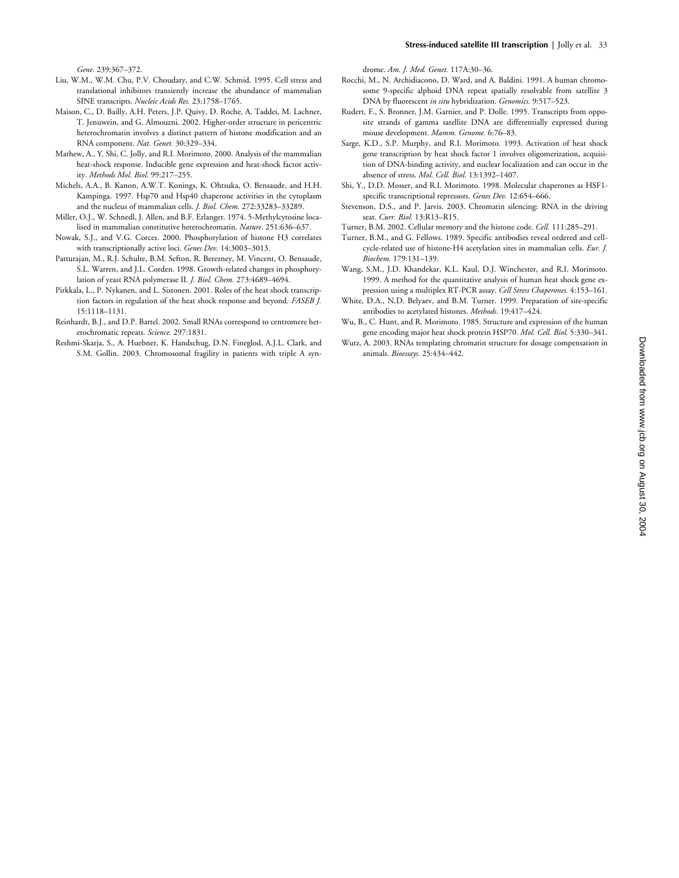Gene. 239:367–372.

Liu, W.M., W.M. Chu, P.V. Choudary, and C.W. Schmid. 1995. Cell stress and translational inhibitors transiently increase the abundance of mammalian SINE transcripts. *Nucleic Acids Res.* 23:1758–1765.

Maison, C., D. Bailly, A.H. Peters, J.P. Quivy, D. Roche, A. Taddei, M. Lachner, T. Jenuwein, and G. Almouzni. 2002. Higher-order structure in pericentric heterochromatin involves a distinct pattern of histone modification and an RNA component. *Nat. Genet.* 30:329–334.

Mathew, A., Y. Shi, C. Jolly, and R.I. Morimoto. 2000. Analysis of the mammalian heat-shock response. Inducible gene expression and heat-shock factor activity. *Methods Mol. Biol.* 99:217–255.

Michels, A.A., B. Kanon, A.W.T. Konings, K. Ohtsuka, O. Bensaude, and H.H. Kampinga. 1997. Hsp70 and Hsp40 chaperone activities in the cytoplasm and the nucleus of mammalian cells. *J. Biol. Chem.* 272:33283–33289.

Miller, O.J., W. Schnedl, J. Allen, and B.F. Erlanger. 1974. 5-Methylcytosine localised in mammalian constitutive heterochromatin. *Nature*. 251:636–637.

Nowak, S.J., and V.G. Corces. 2000. Phosphorylation of histone H3 correlates with transcriptionally active loci. *Genes Dev.* 14:3003–3013.

Patturajan, M., R.J. Schulte, B.M. Sefton, R. Berezney, M. Vincent, O. Bensaude, S.L. Warren, and J.L. Corden. 1998. Growth-related changes in phosphorylation of yeast RNA polymerase II. *J. Biol. Chem.* 273:4689–4694.

Pirkkala, L., P. Nykanen, and L. Sistonen. 2001. Roles of the heat shock transcription factors in regulation of the heat shock response and beyond. *FASEB J.* 15:1118–1131.

Reinhardt, B.J., and D.P. Bartel. 2002. Small RNAs correspond to centromere heterochromatic repeats. *Science.* 297:1831.

Reshmi-Skarja, S., A. Huebner, K. Handschug, D.N. Fineglod, A.J.L. Clark, and S.M. Gollin. 2003. Chromosomal fragility in patients with triple A syndrome. *Am. J. Med. Genet.* 117A:30–36.

Rocchi, M., N. Archidiacono, D. Ward, and A. Baldini. 1991. A human chromosome 9-specific alphoid DNA repeat spatially resolvable from satellite 3 DNA by fluorescent *in situ* hybridization. *Genomics.* 9:517–523.

Rudert, F., S. Bronner, J.M. Garnier, and P. Dolle. 1995. Transcripts from opposite strands of gamma satellite DNA are differentially expressed during mouse development. *Mamm. Genome.* 6:76–83.

Sarge, K.D., S.P. Murphy, and R.I. Morimoto. 1993. Activation of heat shock gene transcription by heat shock factor 1 involves oligomerization, acquisition of DNA-binding activity, and nuclear localization and can occur in the absence of stress. *Mol. Cell. Biol.* 13:1392–1407.

Shi, Y., D.D. Mosser, and R.I. Morimoto. 1998. Molecular chaperones as HSF1-specific transcriptional repressors. *Genes Dev.* 12:654–666.

Stevenson, D.S., and P. Jarvis. 2003. Chromatin silencing: RNA in the driving seat. *Curr. Biol.* 13:R13–R15.

Turner, B.M. 2002. Cellular memory and the histone code. *Cell.* 111:285–291.

Turner, B.M., and G. Fellows. 1989. Specific antibodies reveal ordered and cell-cycle-related use of histone-H4 acetylation sites in mammalian cells. *Eur. J. Biochem.* 179:131–139.

Wang, S.M., J.D. Khandekar, K.L. Kaul, D.J. Winchester, and R.I. Morimoto. 1999. A method for the quantitative analysis of human heat shock gene expression using a multiplex RT-PCR assay. *Cell Stress Chaperones.* 4:153–161.

White, D.A., N.D. Belyaev, and B.M. Turner. 1999. Preparation of site-specific antibodies to acetylated histones. *Methods.* 19:417–424.

Wu, B., C. Hunt, and R. Morimoto. 1985. Structure and expression of the human gene encoding major heat shock protein HSP70. *Mol. Cell. Biol.* 5:330–341.

Wutz, A. 2003. RNAs templating chromatin structure for dosage compensation in animals. *Bioessays.* 25:434–442.